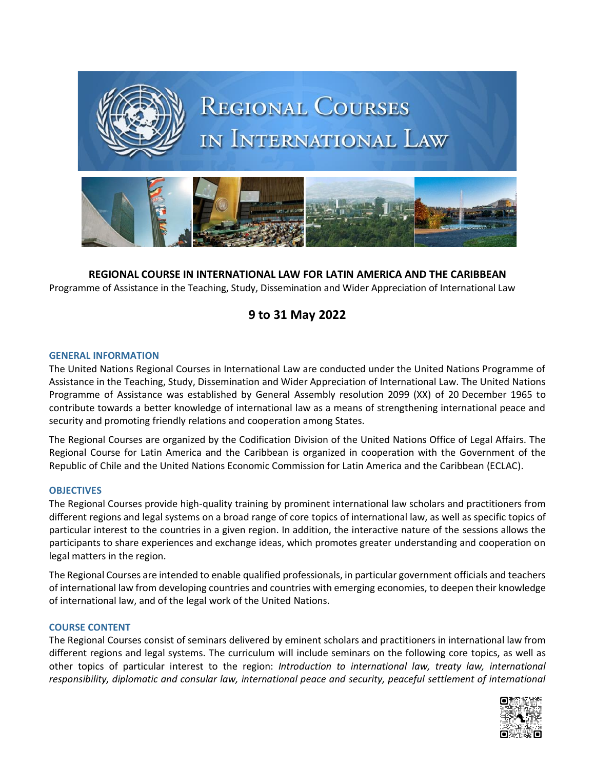# REGIONAL COURSES IN INTERNATIONAL LAW

**REGIONAL COURSE IN INTERNATIONAL LAW FOR LATIN AMERICA AND THE CARIBBEAN**

Programme of Assistance in the Teaching, Study, Dissemination and Wider Appreciation of International Law

## 9 to 31 May 2022

### GENERAL INFORMATION

The United Nations Regional Courses in International Law are conducted under the United Nations Programme of Assistance in the Teaching, Study, Dissemination and Wider Appreciation of International Law. The United Nations Programme of Assistance was established by General Assembly resolution 2099 (XX) of 20 December 1965 to contribute towards a better knowledge of international law as a means of strengthening international peace and security and promoting friendly relations and cooperation among States.

The Regional Courses are organized by the Codification Division of the United Nations Office of Legal Affairs. The Regional Course for Latin America and the Caribbean is organized in cooperation with the Government of the Republic of Chile and the United Nations Economic Commission for Latin America and the Caribbean (ECLAC).

### OBJECTIVES

The Regional Courses provide high-quality training by prominent international law scholars and practitioners from different regions and legal systems on a broad range of core topics of international law, as well as specific topics of particular interest to the countries in a given region. In addition, the interactive nature of the sessions allows the participants to share experiences and exchange ideas, which promotes greater understanding and cooperation on legal matters in the region.

The Regional Courses are intended to enable qualified professionals, in particular government officials and teachers of international law from developing countries and countries with emerging economies, to deepen their knowledge of international law, and of the legal work of the United Nations.

### COURSE CONTENT

The Regional Courses consist of seminars delivered by eminent scholars and practitioners in international law from different regions and legal systems. The curriculum will include seminars on the following core topics, as well as other topics of particular interest to the region: *Introduction to international law, treaty law, international responsibility, diplomatic and consular law, international peace and security, peaceful settlement of international*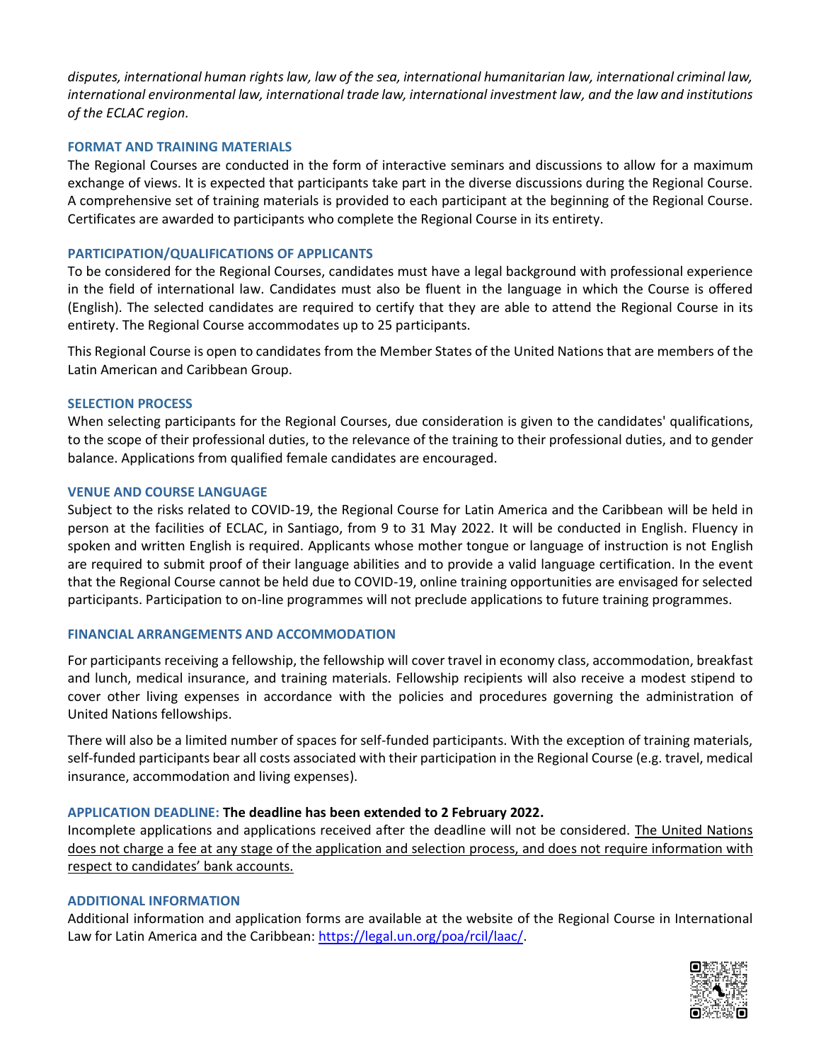*disputes, international human rights law, law of the sea, international humanitarian law, international criminal law, international environmental law, international trade law, international investment law, and the law and institutions of the ECLAC region.*

## FORMAT AND TRAINING MATERIALS

The Regional Courses are conducted in the form of interactive seminars and discussions to allow for a maximum exchange of views. It is expected that participants take part in the diverse discussions during the Regional Course. A comprehensive set of training materials is provided to each participant at the beginning of the Regional Course. Certificates are awarded to participants who complete the Regional Course in its entirety.

## PARTICIPATION/QUALIFICATIONS OF APPLICANTS

To be considered for the Regional Courses, candidates must have a legal background with professional experience in the field of international law. Candidates must also be fluent in the language in which the Course is offered (English). The selected candidates are required to certify that they are able to attend the Regional Course in its entirety. The Regional Course accommodates up to 25 participants.

This Regional Course is open to candidates from the Member States of the United Nations that are members of the Latin American and Caribbean Group.

## SELECTION PROCESS

When selecting participants for the Regional Courses, due consideration is given to the candidates' qualifications, to the scope of their professional duties, to the relevance of the training to their professional duties, and to gender balance. Applications from qualified female candidates are encouraged.

## VENUE AND COURSE LANGUAGE

Subject to the risks related to COVID-19, the Regional Course for Latin America and the Caribbean will be held in person at the facilities of ECLAC, in Santiago, from 9 to 31 May 2022. It will be conducted in English. Fluency in spoken and written English is required. Applicants whose mother tongue or language of instruction is not English are required to submit proof of their language abilities and to provide a valid language certification. In the event that the Regional Course cannot be held due to COVID-19, online training opportunities are envisaged for selected participants. Participation to on-line programmes will not preclude applications to future training programmes.

## FINANCIAL ARRANGEMENTS AND ACCOMMODATION

For participants receiving a fellowship, the fellowship will cover travel in economy class, accommodation, breakfast and lunch, medical insurance, and training materials. Fellowship recipients will also receive a modest stipend to cover other living expenses in accordance with the policies and procedures governing the administration of United Nations fellowships.

There will also be a limited number of spaces for self-funded participants. With the exception of training materials, self-funded participants bear all costs associated with their participation in the Regional Course (e.g. travel, medical insurance, accommodation and living expenses).

## APPLICATION DEADLINE: **The deadline has been extended to 2 February 2022.**

Incomplete applications and applications received after the deadline will not be considered. The United Nations does not charge a fee at any stage of the application and selection process, and does not require information with respect to candidates' bank accounts.

## ADDITIONAL INFORMATION

Additional information and application forms are available at the website of the Regional Course in International Law for Latin America and the Caribbean: https://legal.un.org/poa/rcil/laac/.